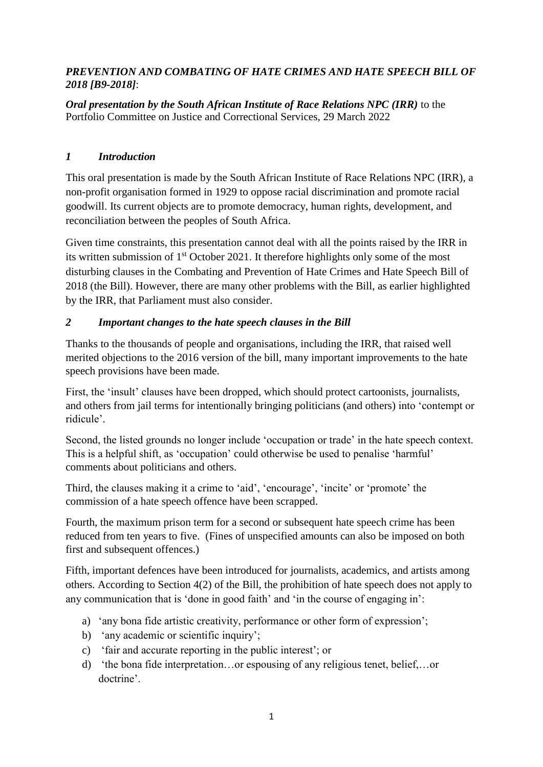***PREVENTION AND COMBATING OF HATE CRIMES AND HATE SPEECH BILL OF 2018 [B9-2018]***:

***Oral presentation by the South African Institute of Race Relations NPC (IRR)*** to the Portfolio Committee on Justice and Correctional Services, 29 March 2022

## *1 Introduction*

This oral presentation is made by the South African Institute of Race Relations NPC (IRR), a non-profit organisation formed in 1929 to oppose racial discrimination and promote racial goodwill. Its current objects are to promote democracy, human rights, development, and reconciliation between the peoples of South Africa.

Given time constraints, this presentation cannot deal with all the points raised by the IRR in its written submission of 1st October 2021. It therefore highlights only some of the most disturbing clauses in the Combating and Prevention of Hate Crimes and Hate Speech Bill of 2018 (the Bill). However, there are many other problems with the Bill, as earlier highlighted by the IRR, that Parliament must also consider.

## *2 Important changes to the hate speech clauses in the Bill*

Thanks to the thousands of people and organisations, including the IRR, that raised well merited objections to the 2016 version of the bill, many important improvements to the hate speech provisions have been made.

First, the 'insult' clauses have been dropped, which should protect cartoonists, journalists, and others from jail terms for intentionally bringing politicians (and others) into 'contempt or ridicule'.

Second, the listed grounds no longer include 'occupation or trade' in the hate speech context. This is a helpful shift, as 'occupation' could otherwise be used to penalise 'harmful' comments about politicians and others.

Third, the clauses making it a crime to 'aid', 'encourage', 'incite' or 'promote' the commission of a hate speech offence have been scrapped.

Fourth, the maximum prison term for a second or subsequent hate speech crime has been reduced from ten years to five. (Fines of unspecified amounts can also be imposed on both first and subsequent offences.)

Fifth, important defences have been introduced for journalists, academics, and artists among others. According to Section 4(2) of the Bill, the prohibition of hate speech does not apply to any communication that is 'done in good faith' and 'in the course of engaging in':

a) 'any bona fide artistic creativity, performance or other form of expression';
b) 'any academic or scientific inquiry';
c) 'fair and accurate reporting in the public interest'; or
d) 'the bona fide interpretation…or espousing of any religious tenet, belief,…or doctrine'.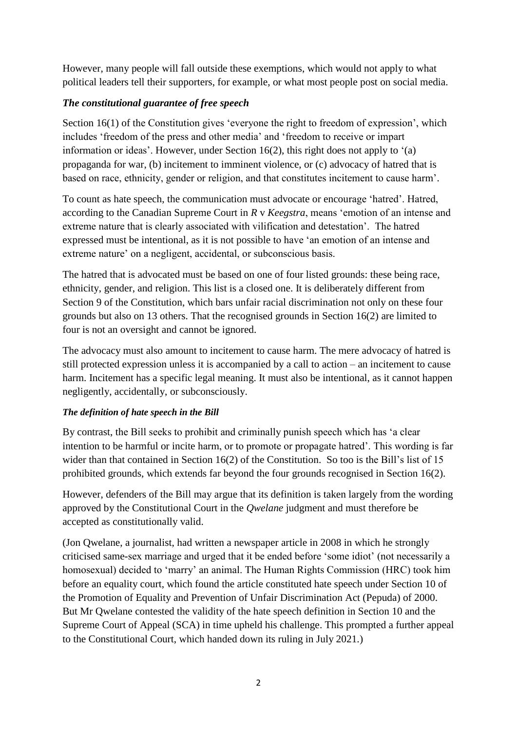However, many people will fall outside these exemptions, which would not apply to what political leaders tell their supporters, for example, or what most people post on social media.

### *The constitutional guarantee of free speech*

Section 16(1) of the Constitution gives 'everyone the right to freedom of expression', which includes 'freedom of the press and other media' and 'freedom to receive or impart information or ideas'. However, under Section 16(2), this right does not apply to '(a) propaganda for war, (b) incitement to imminent violence, or (c) advocacy of hatred that is based on race, ethnicity, gender or religion, and that constitutes incitement to cause harm'.

To count as hate speech, the communication must advocate or encourage 'hatred'. Hatred, according to the Canadian Supreme Court in *R* v *Keegstra*, means 'emotion of an intense and extreme nature that is clearly associated with vilification and detestation'. The hatred expressed must be intentional, as it is not possible to have 'an emotion of an intense and extreme nature' on a negligent, accidental, or subconscious basis.

The hatred that is advocated must be based on one of four listed grounds: these being race, ethnicity, gender, and religion. This list is a closed one. It is deliberately different from Section 9 of the Constitution, which bars unfair racial discrimination not only on these four grounds but also on 13 others. That the recognised grounds in Section 16(2) are limited to four is not an oversight and cannot be ignored.

The advocacy must also amount to incitement to cause harm. The mere advocacy of hatred is still protected expression unless it is accompanied by a call to action – an incitement to cause harm. Incitement has a specific legal meaning. It must also be intentional, as it cannot happen negligently, accidentally, or subconsciously.

### *The definition of hate speech in the Bill*

By contrast, the Bill seeks to prohibit and criminally punish speech which has 'a clear intention to be harmful or incite harm, or to promote or propagate hatred'. This wording is far wider than that contained in Section 16(2) of the Constitution. So too is the Bill's list of 15 prohibited grounds, which extends far beyond the four grounds recognised in Section 16(2).

However, defenders of the Bill may argue that its definition is taken largely from the wording approved by the Constitutional Court in the *Qwelane* judgment and must therefore be accepted as constitutionally valid.

(Jon Qwelane, a journalist, had written a newspaper article in 2008 in which he strongly criticised same-sex marriage and urged that it be ended before 'some idiot' (not necessarily a homosexual) decided to 'marry' an animal. The Human Rights Commission (HRC) took him before an equality court, which found the article constituted hate speech under Section 10 of the Promotion of Equality and Prevention of Unfair Discrimination Act (Pepuda) of 2000. But Mr Qwelane contested the validity of the hate speech definition in Section 10 and the Supreme Court of Appeal (SCA) in time upheld his challenge. This prompted a further appeal to the Constitutional Court, which handed down its ruling in July 2021.)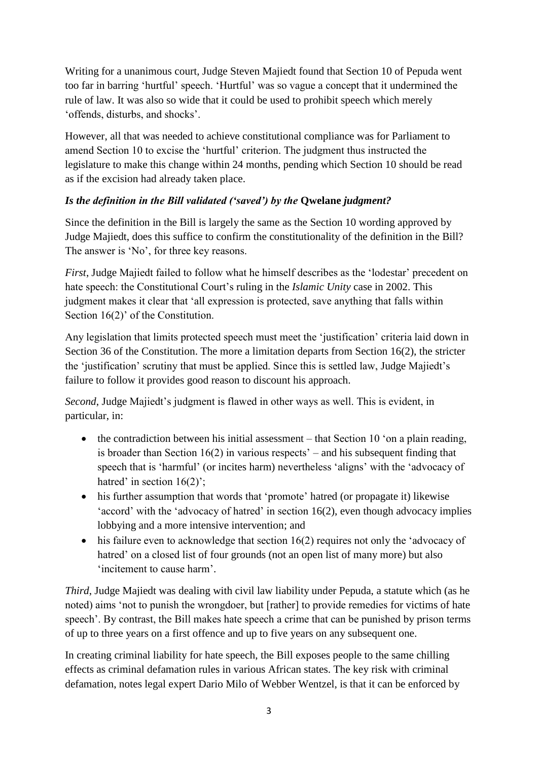Writing for a unanimous court, Judge Steven Majiedt found that Section 10 of Pepuda went too far in barring 'hurtful' speech. 'Hurtful' was so vague a concept that it undermined the rule of law. It was also so wide that it could be used to prohibit speech which merely 'offends, disturbs, and shocks'.

However, all that was needed to achieve constitutional compliance was for Parliament to amend Section 10 to excise the 'hurtful' criterion. The judgment thus instructed the legislature to make this change within 24 months, pending which Section 10 should be read as if the excision had already taken place.

### *Is the definition in the Bill validated ('saved') by the* **Qwelane** *judgment?*

Since the definition in the Bill is largely the same as the Section 10 wording approved by Judge Majiedt, does this suffice to confirm the constitutionality of the definition in the Bill? The answer is 'No', for three key reasons.

*First*, Judge Majiedt failed to follow what he himself describes as the 'lodestar' precedent on hate speech: the Constitutional Court's ruling in the *Islamic Unity* case in 2002. This judgment makes it clear that 'all expression is protected, save anything that falls within Section 16(2)' of the Constitution.

Any legislation that limits protected speech must meet the 'justification' criteria laid down in Section 36 of the Constitution. The more a limitation departs from Section 16(2), the stricter the 'justification' scrutiny that must be applied. Since this is settled law, Judge Majiedt's failure to follow it provides good reason to discount his approach.

*Second*, Judge Majiedt's judgment is flawed in other ways as well. This is evident, in particular, in:

- the contradiction between his initial assessment – that Section 10 'on a plain reading, is broader than Section 16(2) in various respects' – and his subsequent finding that speech that is 'harmful' (or incites harm) nevertheless 'aligns' with the 'advocacy of hatred' in section 16(2)';
- his further assumption that words that 'promote' hatred (or propagate it) likewise 'accord' with the 'advocacy of hatred' in section 16(2), even though advocacy implies lobbying and a more intensive intervention; and
- his failure even to acknowledge that section 16(2) requires not only the 'advocacy of hatred' on a closed list of four grounds (not an open list of many more) but also 'incitement to cause harm'.

*Third*, Judge Majiedt was dealing with civil law liability under Pepuda, a statute which (as he noted) aims 'not to punish the wrongdoer, but [rather] to provide remedies for victims of hate speech'. By contrast, the Bill makes hate speech a crime that can be punished by prison terms of up to three years on a first offence and up to five years on any subsequent one.

In creating criminal liability for hate speech, the Bill exposes people to the same chilling effects as criminal defamation rules in various African states. The key risk with criminal defamation, notes legal expert Dario Milo of Webber Wentzel, is that it can be enforced by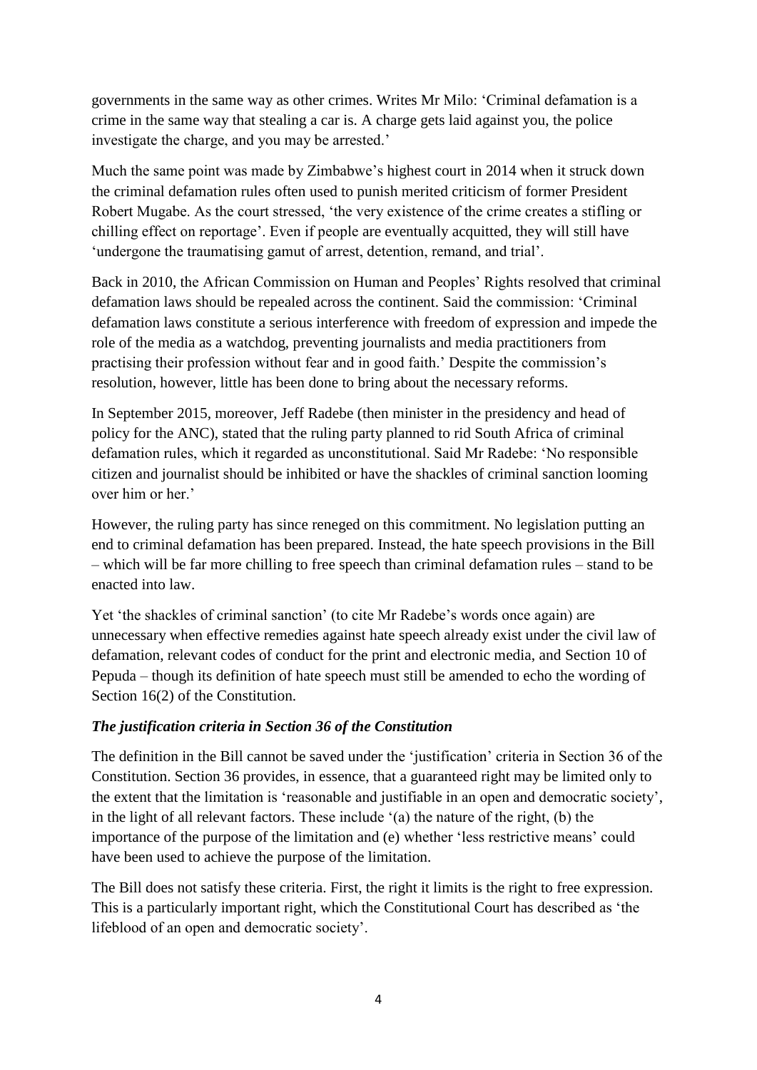governments in the same way as other crimes. Writes Mr Milo: 'Criminal defamation is a crime in the same way that stealing a car is. A charge gets laid against you, the police investigate the charge, and you may be arrested.'

Much the same point was made by Zimbabwe's highest court in 2014 when it struck down the criminal defamation rules often used to punish merited criticism of former President Robert Mugabe. As the court stressed, 'the very existence of the crime creates a stifling or chilling effect on reportage'. Even if people are eventually acquitted, they will still have 'undergone the traumatising gamut of arrest, detention, remand, and trial'.

Back in 2010, the African Commission on Human and Peoples' Rights resolved that criminal defamation laws should be repealed across the continent. Said the commission: 'Criminal defamation laws constitute a serious interference with freedom of expression and impede the role of the media as a watchdog, preventing journalists and media practitioners from practising their profession without fear and in good faith.' Despite the commission's resolution, however, little has been done to bring about the necessary reforms.

In September 2015, moreover, Jeff Radebe (then minister in the presidency and head of policy for the ANC), stated that the ruling party planned to rid South Africa of criminal defamation rules, which it regarded as unconstitutional. Said Mr Radebe: 'No responsible citizen and journalist should be inhibited or have the shackles of criminal sanction looming over him or her.'

However, the ruling party has since reneged on this commitment. No legislation putting an end to criminal defamation has been prepared. Instead, the hate speech provisions in the Bill – which will be far more chilling to free speech than criminal defamation rules – stand to be enacted into law.

Yet 'the shackles of criminal sanction' (to cite Mr Radebe's words once again) are unnecessary when effective remedies against hate speech already exist under the civil law of defamation, relevant codes of conduct for the print and electronic media, and Section 10 of Pepuda – though its definition of hate speech must still be amended to echo the wording of Section 16(2) of the Constitution.

### *The justification criteria in Section 36 of the Constitution*

The definition in the Bill cannot be saved under the 'justification' criteria in Section 36 of the Constitution. Section 36 provides, in essence, that a guaranteed right may be limited only to the extent that the limitation is 'reasonable and justifiable in an open and democratic society', in the light of all relevant factors. These include '(a) the nature of the right, (b) the importance of the purpose of the limitation and (e) whether 'less restrictive means' could have been used to achieve the purpose of the limitation.

The Bill does not satisfy these criteria. First, the right it limits is the right to free expression. This is a particularly important right, which the Constitutional Court has described as 'the lifeblood of an open and democratic society'.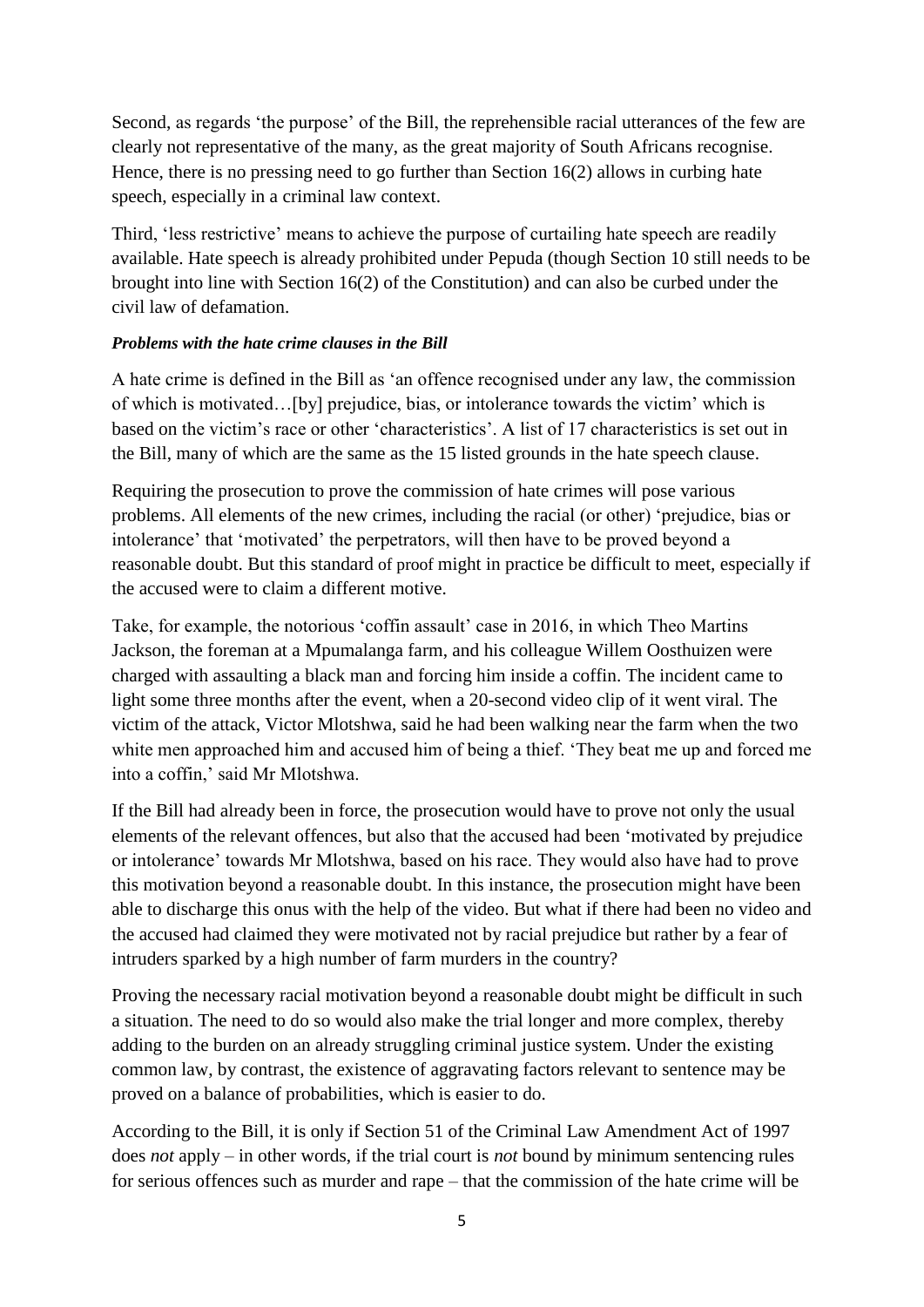Second, as regards 'the purpose' of the Bill, the reprehensible racial utterances of the few are clearly not representative of the many, as the great majority of South Africans recognise. Hence, there is no pressing need to go further than Section 16(2) allows in curbing hate speech, especially in a criminal law context.

Third, 'less restrictive' means to achieve the purpose of curtailing hate speech are readily available. Hate speech is already prohibited under Pepuda (though Section 10 still needs to be brought into line with Section 16(2) of the Constitution) and can also be curbed under the civil law of defamation.

***Problems with the hate crime clauses in the Bill***

A hate crime is defined in the Bill as 'an offence recognised under any law, the commission of which is motivated…[by] prejudice, bias, or intolerance towards the victim' which is based on the victim's race or other 'characteristics'. A list of 17 characteristics is set out in the Bill, many of which are the same as the 15 listed grounds in the hate speech clause.

Requiring the prosecution to prove the commission of hate crimes will pose various problems. All elements of the new crimes, including the racial (or other) 'prejudice, bias or intolerance' that 'motivated' the perpetrators, will then have to be proved beyond a reasonable doubt. But this standard of proof might in practice be difficult to meet, especially if the accused were to claim a different motive.

Take, for example, the notorious 'coffin assault' case in 2016, in which Theo Martins Jackson, the foreman at a Mpumalanga farm, and his colleague Willem Oosthuizen were charged with assaulting a black man and forcing him inside a coffin. The incident came to light some three months after the event, when a 20-second video clip of it went viral. The victim of the attack, Victor Mlotshwa, said he had been walking near the farm when the two white men approached him and accused him of being a thief. 'They beat me up and forced me into a coffin,' said Mr Mlotshwa.

If the Bill had already been in force, the prosecution would have to prove not only the usual elements of the relevant offences, but also that the accused had been 'motivated by prejudice or intolerance' towards Mr Mlotshwa, based on his race. They would also have had to prove this motivation beyond a reasonable doubt. In this instance, the prosecution might have been able to discharge this onus with the help of the video. But what if there had been no video and the accused had claimed they were motivated not by racial prejudice but rather by a fear of intruders sparked by a high number of farm murders in the country?

Proving the necessary racial motivation beyond a reasonable doubt might be difficult in such a situation. The need to do so would also make the trial longer and more complex, thereby adding to the burden on an already struggling criminal justice system. Under the existing common law, by contrast, the existence of aggravating factors relevant to sentence may be proved on a balance of probabilities, which is easier to do.

According to the Bill, it is only if Section 51 of the Criminal Law Amendment Act of 1997 does *not* apply – in other words, if the trial court is *not* bound by minimum sentencing rules for serious offences such as murder and rape – that the commission of the hate crime will be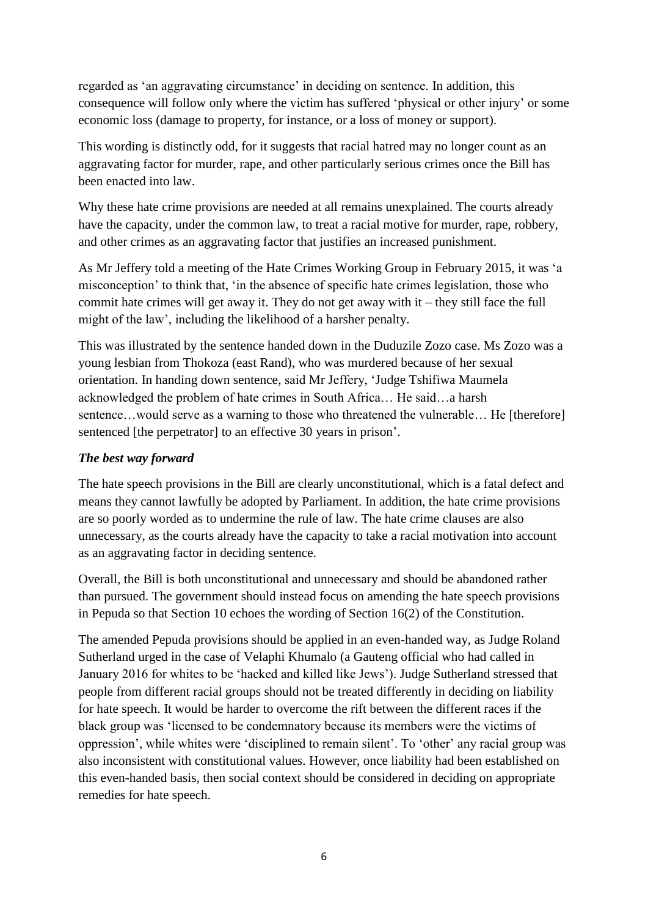regarded as 'an aggravating circumstance' in deciding on sentence. In addition, this consequence will follow only where the victim has suffered 'physical or other injury' or some economic loss (damage to property, for instance, or a loss of money or support).

This wording is distinctly odd, for it suggests that racial hatred may no longer count as an aggravating factor for murder, rape, and other particularly serious crimes once the Bill has been enacted into law.

Why these hate crime provisions are needed at all remains unexplained. The courts already have the capacity, under the common law, to treat a racial motive for murder, rape, robbery, and other crimes as an aggravating factor that justifies an increased punishment.

As Mr Jeffery told a meeting of the Hate Crimes Working Group in February 2015, it was 'a misconception' to think that, 'in the absence of specific hate crimes legislation, those who commit hate crimes will get away it. They do not get away with it – they still face the full might of the law', including the likelihood of a harsher penalty.

This was illustrated by the sentence handed down in the Duduzile Zozo case. Ms Zozo was a young lesbian from Thokoza (east Rand), who was murdered because of her sexual orientation. In handing down sentence, said Mr Jeffery, 'Judge Tshifiwa Maumela acknowledged the problem of hate crimes in South Africa… He said…a harsh sentence…would serve as a warning to those who threatened the vulnerable… He [therefore] sentenced [the perpetrator] to an effective 30 years in prison'.

### ***The best way forward***

The hate speech provisions in the Bill are clearly unconstitutional, which is a fatal defect and means they cannot lawfully be adopted by Parliament. In addition, the hate crime provisions are so poorly worded as to undermine the rule of law. The hate crime clauses are also unnecessary, as the courts already have the capacity to take a racial motivation into account as an aggravating factor in deciding sentence.

Overall, the Bill is both unconstitutional and unnecessary and should be abandoned rather than pursued. The government should instead focus on amending the hate speech provisions in Pepuda so that Section 10 echoes the wording of Section 16(2) of the Constitution.

The amended Pepuda provisions should be applied in an even-handed way, as Judge Roland Sutherland urged in the case of Velaphi Khumalo (a Gauteng official who had called in January 2016 for whites to be 'hacked and killed like Jews'). Judge Sutherland stressed that people from different racial groups should not be treated differently in deciding on liability for hate speech. It would be harder to overcome the rift between the different races if the black group was 'licensed to be condemnatory because its members were the victims of oppression', while whites were 'disciplined to remain silent'. To 'other' any racial group was also inconsistent with constitutional values. However, once liability had been established on this even-handed basis, then social context should be considered in deciding on appropriate remedies for hate speech.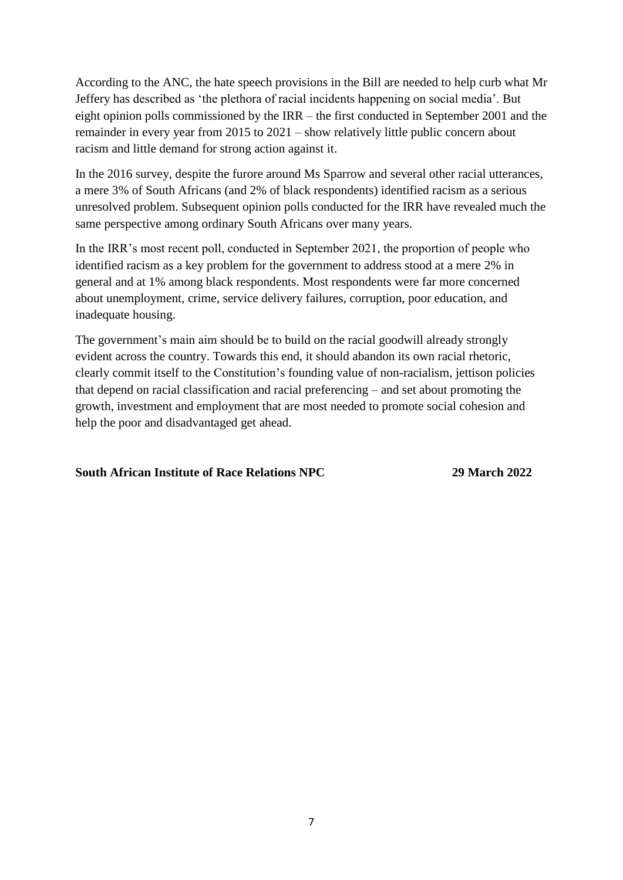According to the ANC, the hate speech provisions in the Bill are needed to help curb what Mr Jeffery has described as 'the plethora of racial incidents happening on social media'. But eight opinion polls commissioned by the IRR – the first conducted in September 2001 and the remainder in every year from 2015 to 2021 – show relatively little public concern about racism and little demand for strong action against it.

In the 2016 survey, despite the furore around Ms Sparrow and several other racial utterances, a mere 3% of South Africans (and 2% of black respondents) identified racism as a serious unresolved problem. Subsequent opinion polls conducted for the IRR have revealed much the same perspective among ordinary South Africans over many years.

In the IRR's most recent poll, conducted in September 2021, the proportion of people who identified racism as a key problem for the government to address stood at a mere 2% in general and at 1% among black respondents. Most respondents were far more concerned about unemployment, crime, service delivery failures, corruption, poor education, and inadequate housing.

The government's main aim should be to build on the racial goodwill already strongly evident across the country. Towards this end, it should abandon its own racial rhetoric, clearly commit itself to the Constitution's founding value of non-racialism, jettison policies that depend on racial classification and racial preferencing – and set about promoting the growth, investment and employment that are most needed to promote social cohesion and help the poor and disadvantaged get ahead.

**South African Institute of Race Relations NPC** **29 March 2022**